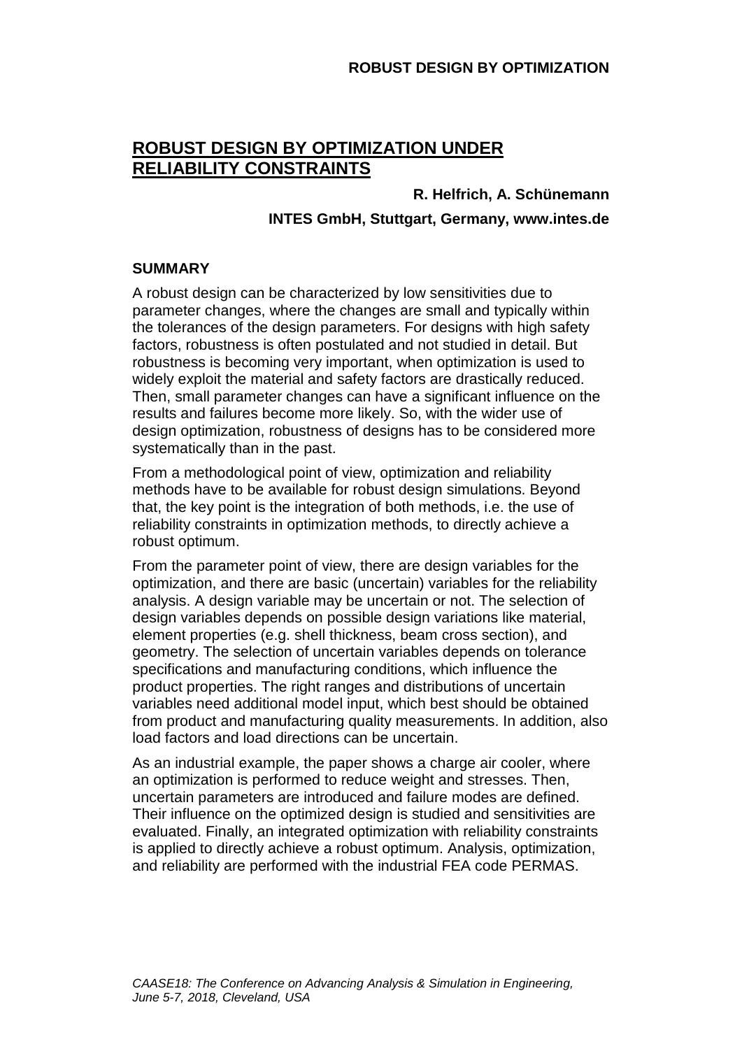# ROBUST DESIGN BY OPTIMIZATION UNDER RELIABILITY CONSTRAINTS

**R. Helfrich, A. Schünemann**

**INTES GmbH, Stuttgart, Germany, www.intes.de**

## SUMMARY

A robust design can be characterized by low sensitivities due to parameter changes, where the changes are small and typically within the tolerances of the design parameters. For designs with high safety factors, robustness is often postulated and not studied in detail. But robustness is becoming very important, when optimization is used to widely exploit the material and safety factors are drastically reduced. Then, small parameter changes can have a significant influence on the results and failures become more likely. So, with the wider use of design optimization, robustness of designs has to be considered more systematically than in the past.

From a methodological point of view, optimization and reliability methods have to be available for robust design simulations. Beyond that, the key point is the integration of both methods, i.e. the use of reliability constraints in optimization methods, to directly achieve a robust optimum.

From the parameter point of view, there are design variables for the optimization, and there are basic (uncertain) variables for the reliability analysis. A design variable may be uncertain or not. The selection of design variables depends on possible design variations like material, element properties (e.g. shell thickness, beam cross section), and geometry. The selection of uncertain variables depends on tolerance specifications and manufacturing conditions, which influence the product properties. The right ranges and distributions of uncertain variables need additional model input, which best should be obtained from product and manufacturing quality measurements. In addition, also load factors and load directions can be uncertain.

As an industrial example, the paper shows a charge air cooler, where an optimization is performed to reduce weight and stresses. Then, uncertain parameters are introduced and failure modes are defined. Their influence on the optimized design is studied and sensitivities are evaluated. Finally, an integrated optimization with reliability constraints is applied to directly achieve a robust optimum. Analysis, optimization, and reliability are performed with the industrial FEA code PERMAS.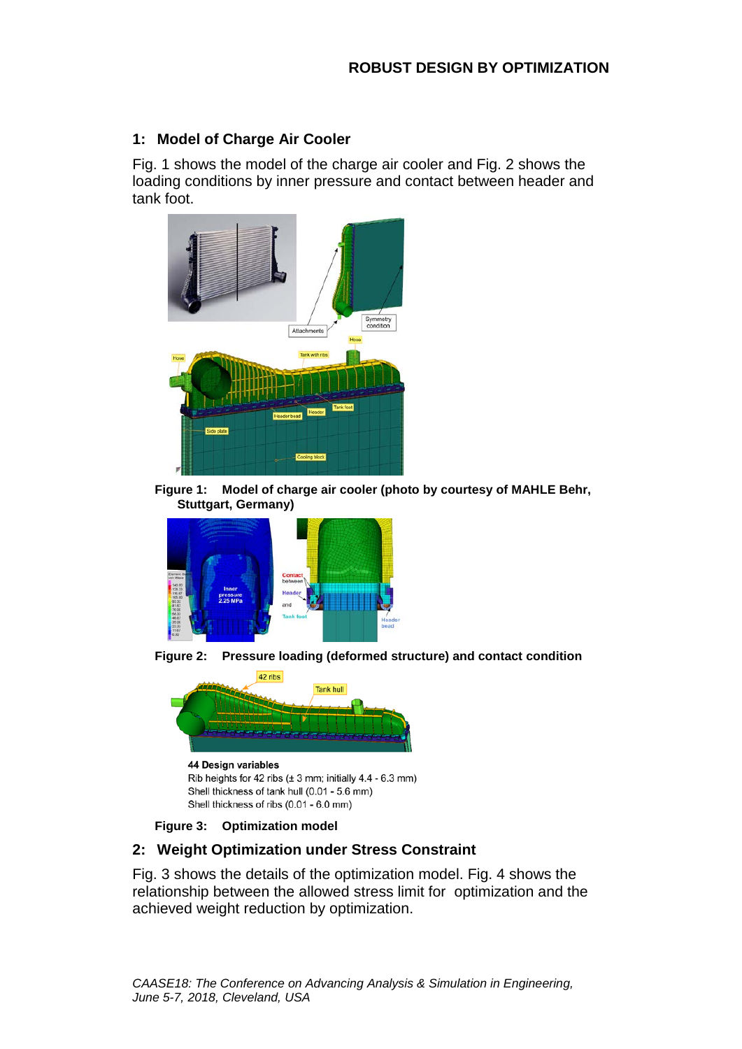## 1: Model of Charge Air Cooler

Fig. 1 shows the model of the charge air cooler and Fig. 2 shows the loading conditions by inner pressure and contact between header and tank foot.

**Figure 1: Model of charge air cooler (photo by courtesy of MAHLE Behr, Stuttgart, Germany)**

**Figure 2: Pressure loading (deformed structure) and contact condition**

**44 Design variables**

Rib heights for 42 ribs (± 3 mm; initially 4.4 - 6.3 mm)

Shell thickness of tank hull (0.01 - 5.6 mm)

Shell thickness of ribs (0.01 - 6.0 mm)

**Figure 3: Optimization model**

## 2: Weight Optimization under Stress Constraint

Fig. 3 shows the details of the optimization model. Fig. 4 shows the relationship between the allowed stress limit for optimization and the achieved weight reduction by optimization.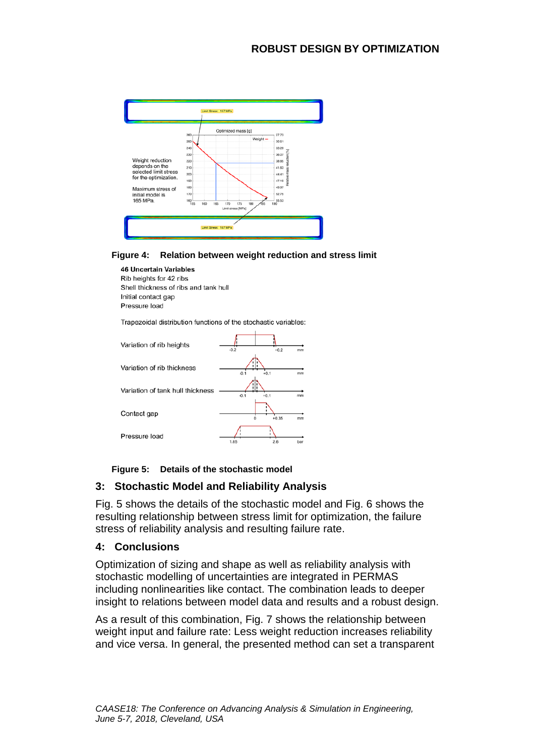Figure 4: Relation between weight reduction and stress limit

Figure 5: Details of the stochastic model

## 3: Stochastic Model and Reliability Analysis

Fig. 5 shows the details of the stochastic model and Fig. 6 shows the resulting relationship between stress limit for optimization, the failure stress of reliability analysis and resulting failure rate.

## 4: Conclusions

Optimization of sizing and shape as well as reliability analysis with stochastic modelling of uncertainties are integrated in PERMAS including nonlinearities like contact. The combination leads to deeper insight to relations between model data and results and a robust design.

As a result of this combination, Fig. 7 shows the relationship between weight input and failure rate: Less weight reduction increases reliability and vice versa. In general, the presented method can set a transparent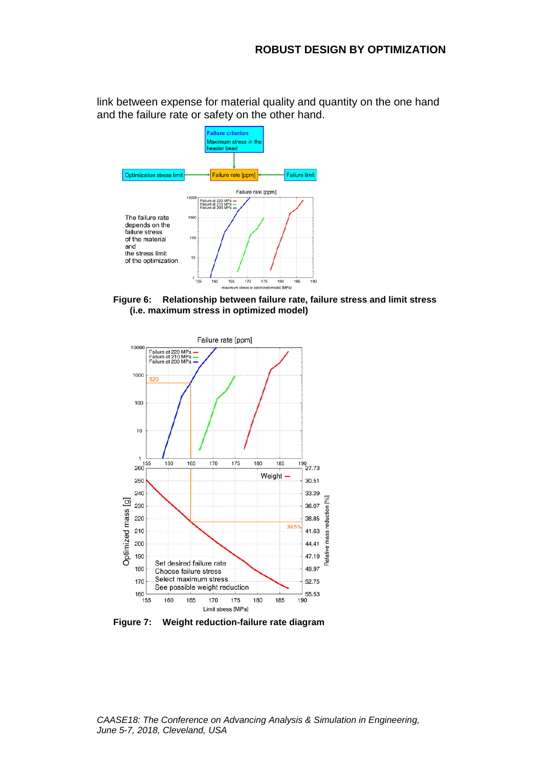link between expense for material quality and quantity on the one hand and the failure rate or safety on the other hand.

Failure criterion
Maximum stress in the header bead

Optimization stress limit

Failure rate [ppm]

Failure limit

Failure rate [ppm]

Failure at 220 MPa
Failure at 210 MPa
Failure at 200 MPa

The failure rate depends on the failure stress of the material and the stress limit of the optimization

10000
1000
100
10
1

155 160 165 170 175 180 185 190

maximum stress in optimized model [MPa]

**Figure 6: Relationship between failure rate, failure stress and limit stress (i.e. maximum stress in optimized model)**

Failure rate [ppm]

Failure at 220 MPa
Failure at 210 MPa
Failure at 200 MPa

10000
1000
520
100
10
1

155 160 165 170 175 180 185 190

Weight

Optimized mass [g]

260
250
240
230
220
210
200
190
180
170
160

Relative mass reduction [%]

27.73
30.51
33.29
36.07
38.85
41.63
44.41
47.19
49.97
52.75
55.53

39.5%

Set desired failure rate
Choose failure stress
Select maximum stress
See possible weight reduction

155 160 165 170 175 180 185 190

Limit stress [MPa]

**Figure 7: Weight reduction-failure rate diagram**